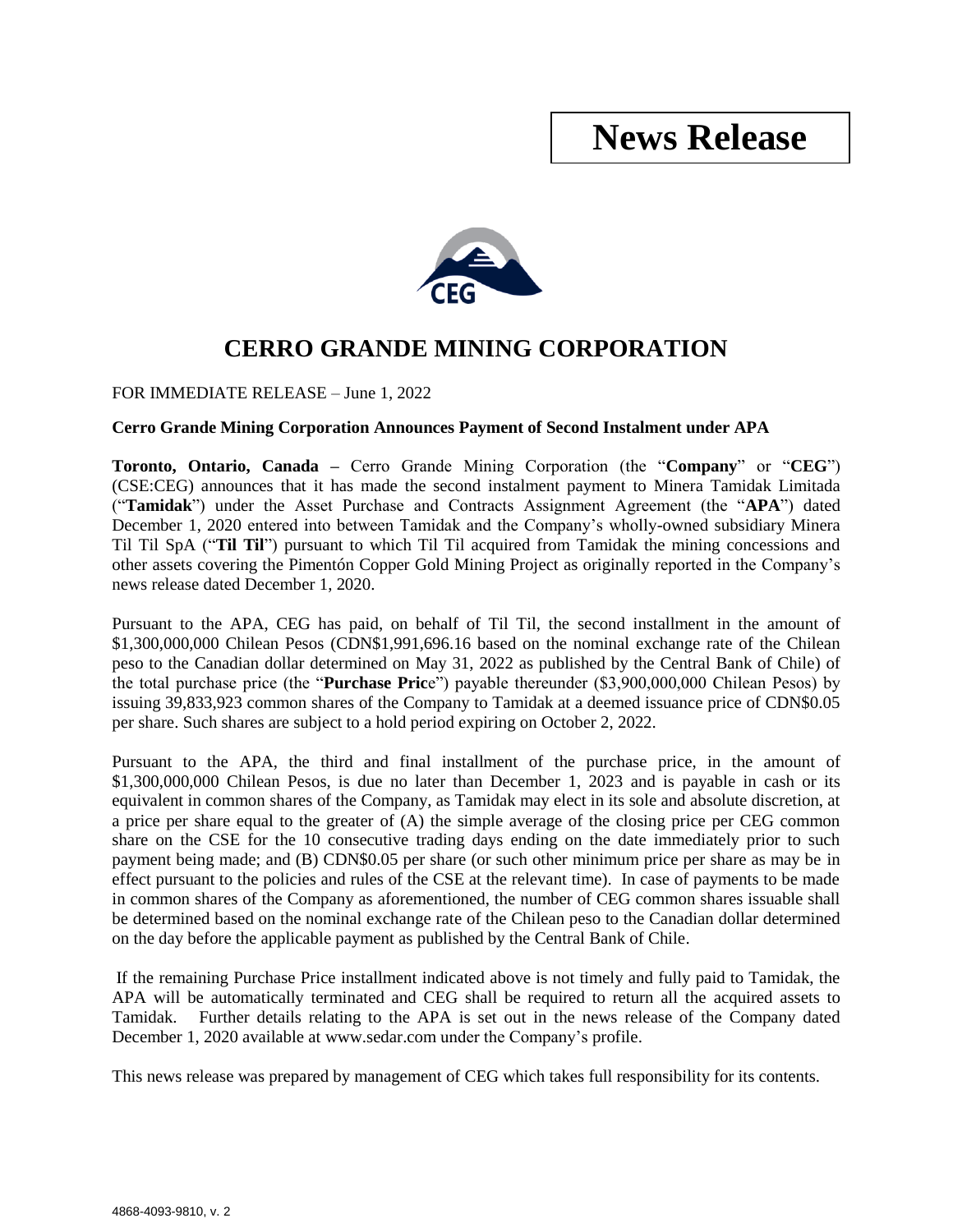# News Release

## CERRO GRANDE MINING CORPORATION

FOR IMMEDIATE RELEASE – June 1, 2022

**Cerro Grande Mining Corporation Announces Payment of Second Instalment under APA**

**Toronto, Ontario, Canada –** Cerro Grande Mining Corporation (the "**Company**" or "**CEG**") (CSE:CEG) announces that it has made the second instalment payment to Minera Tamidak Limitada ("**Tamidak**") under the Asset Purchase and Contracts Assignment Agreement (the "**APA**") dated December 1, 2020 entered into between Tamidak and the Company's wholly-owned subsidiary Minera Til Til SpA ("**Til Til**") pursuant to which Til Til acquired from Tamidak the mining concessions and other assets covering the Pimentón Copper Gold Mining Project as originally reported in the Company's news release dated December 1, 2020.

Pursuant to the APA, CEG has paid, on behalf of Til Til, the second installment in the amount of $1,300,000,000 Chilean Pesos (CDN$1,991,696.16 based on the nominal exchange rate of the Chilean peso to the Canadian dollar determined on May 31, 2022 as published by the Central Bank of Chile) of the total purchase price (the "**Purchase Price**") payable thereunder ($3,900,000,000 Chilean Pesos) by issuing 39,833,923 common shares of the Company to Tamidak at a deemed issuance price of CDN$0.05 per share. Such shares are subject to a hold period expiring on October 2, 2022.

Pursuant to the APA, the third and final installment of the purchase price, in the amount of $1,300,000,000 Chilean Pesos, is due no later than December 1, 2023 and is payable in cash or its equivalent in common shares of the Company, as Tamidak may elect in its sole and absolute discretion, at a price per share equal to the greater of (A) the simple average of the closing price per CEG common share on the CSE for the 10 consecutive trading days ending on the date immediately prior to such payment being made; and (B) CDN$0.05 per share (or such other minimum price per share as may be in effect pursuant to the policies and rules of the CSE at the relevant time). In case of payments to be made in common shares of the Company as aforementioned, the number of CEG common shares issuable shall be determined based on the nominal exchange rate of the Chilean peso to the Canadian dollar determined on the day before the applicable payment as published by the Central Bank of Chile.

If the remaining Purchase Price installment indicated above is not timely and fully paid to Tamidak, the APA will be automatically terminated and CEG shall be required to return all the acquired assets to Tamidak. Further details relating to the APA is set out in the news release of the Company dated December 1, 2020 available at www.sedar.com under the Company's profile.

This news release was prepared by management of CEG which takes full responsibility for its contents.

4868-4093-9810, v. 2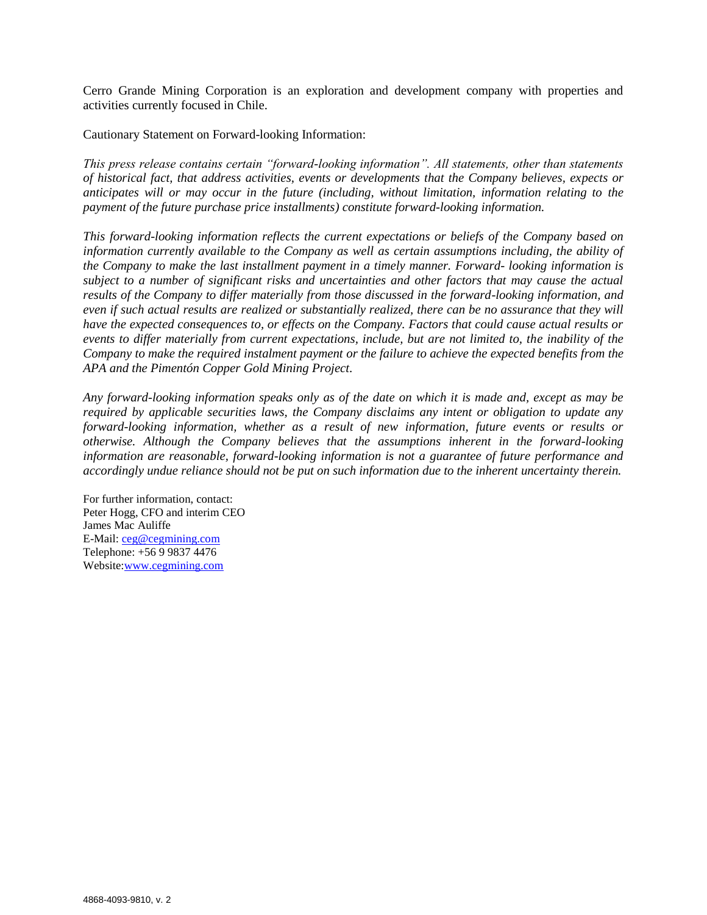Cerro Grande Mining Corporation is an exploration and development company with properties and activities currently focused in Chile.

Cautionary Statement on Forward-looking Information:

*This press release contains certain "forward-looking information". All statements, other than statements of historical fact, that address activities, events or developments that the Company believes, expects or anticipates will or may occur in the future (including, without limitation, information relating to the payment of the future purchase price installments) constitute forward-looking information.*

*This forward-looking information reflects the current expectations or beliefs of the Company based on information currently available to the Company as well as certain assumptions including, the ability of the Company to make the last installment payment in a timely manner. Forward- looking information is subject to a number of significant risks and uncertainties and other factors that may cause the actual results of the Company to differ materially from those discussed in the forward-looking information, and even if such actual results are realized or substantially realized, there can be no assurance that they will have the expected consequences to, or effects on the Company. Factors that could cause actual results or events to differ materially from current expectations, include, but are not limited to, the inability of the Company to make the required instalment payment or the failure to achieve the expected benefits from the APA and the Pimentón Copper Gold Mining Project.*

*Any forward-looking information speaks only as of the date on which it is made and, except as may be required by applicable securities laws, the Company disclaims any intent or obligation to update any forward-looking information, whether as a result of new information, future events or results or otherwise. Although the Company believes that the assumptions inherent in the forward-looking information are reasonable, forward-looking information is not a guarantee of future performance and accordingly undue reliance should not be put on such information due to the inherent uncertainty therein.*

For further information, contact:
Peter Hogg, CFO and interim CEO
James Mac Auliffe
E-Mail: [ceg@cegmining.com](mailto:ceg@cegmining.com)
Telephone: +56 9 9837 4476
Website:[www.cegmining.com](http://www.cegmining.com)

4868-4093-9810, v. 2